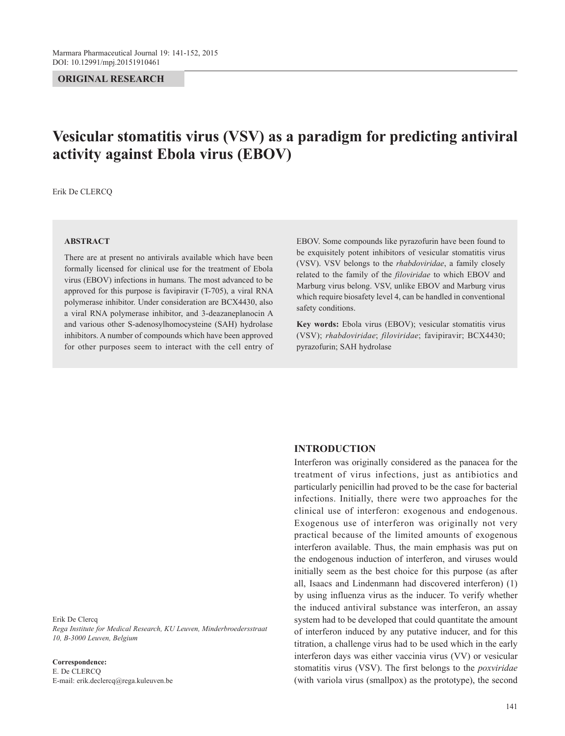ORIGINAL RESEARCH

# Vesicular stomatitis virus (VSV) as a paradigm for predicting antiviral activity against Ebola virus (EBOV)

Erik De CLERCQ

## ABSTRACT

There are at present no antivirals available which have been formally licensed for clinical use for the treatment of Ebola virus (EBOV) infections in humans. The most advanced to be approved for this purpose is favipiravir (T-705), a viral RNA polymerase inhibitor. Under consideration are BCX4430, also a viral RNA polymerase inhibitor, and 3-deazaneplanocin A and various other S-adenosylhomocysteine (SAH) hydrolase inhibitors. A number of compounds which have been approved for other purposes seem to interact with the cell entry of EBOV. Some compounds like pyrazofurin have been found to be exquisitely potent inhibitors of vesicular stomatitis virus (VSV). VSV belongs to the *rhabdoviridae*, a family closely related to the family of the *filoviridae* to which EBOV and Marburg virus belong. VSV, unlike EBOV and Marburg virus which require biosafety level 4, can be handled in conventional safety conditions.

**Key words:** Ebola virus (EBOV); vesicular stomatitis virus (VSV); *rhabdoviridae*; *filoviridae*; favipiravir; BCX4430; pyrazofurin; SAH hydrolase

Erik De Clercq
*Rega Institute for Medical Research, KU Leuven, Minderbroedersstraat 10, B-3000 Leuven, Belgium*

**Correspondence:**
E. De CLERCQ
E-mail: erik.declercq@rega.kuleuven.be

## INTRODUCTION

Interferon was originally considered as the panacea for the treatment of virus infections, just as antibiotics and particularly penicillin had proved to be the case for bacterial infections. Initially, there were two approaches for the clinical use of interferon: exogenous and endogenous. Exogenous use of interferon was originally not very practical because of the limited amounts of exogenous interferon available. Thus, the main emphasis was put on the endogenous induction of interferon, and viruses would initially seem as the best choice for this purpose (as after all, Isaacs and Lindenmann had discovered interferon) (1) by using influenza virus as the inducer. To verify whether the induced antiviral substance was interferon, an assay system had to be developed that could quantitate the amount of interferon induced by any putative inducer, and for this titration, a challenge virus had to be used which in the early interferon days was either vaccinia virus (VV) or vesicular stomatitis virus (VSV). The first belongs to the *poxviridae* (with variola virus (smallpox) as the prototype), the second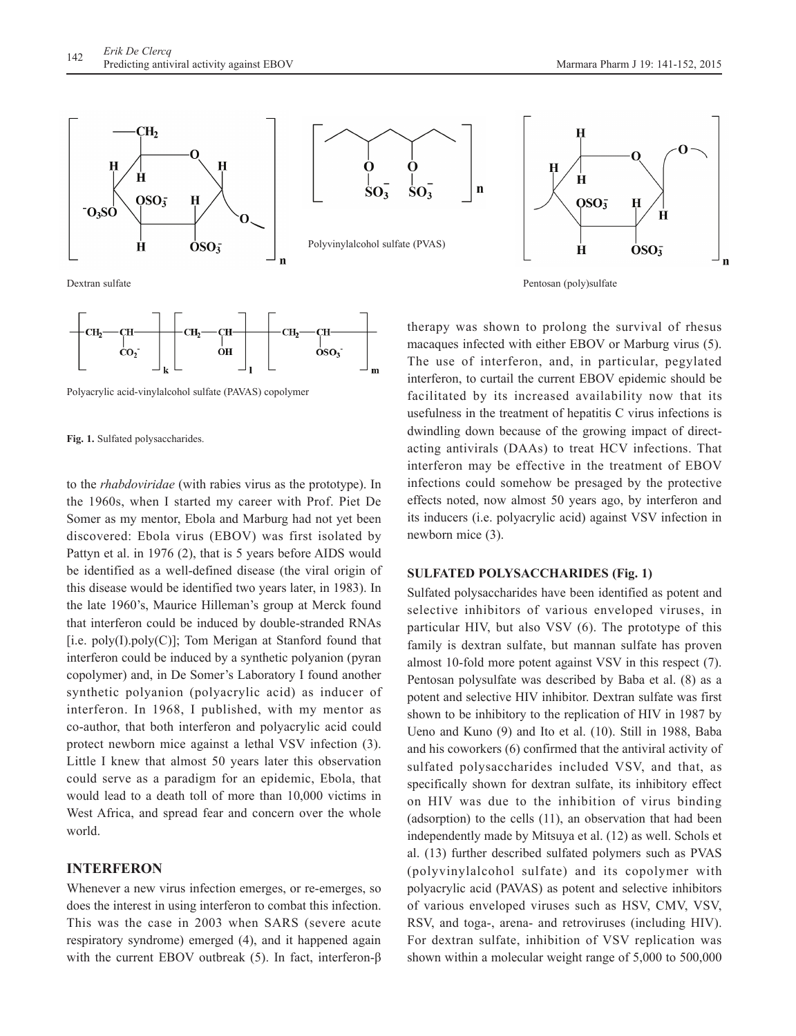Dextran sulfate

Polyvinylalcohol sulfate (PVAS)

Pentosan (poly)sulfate

Polyacrylic acid-vinylalcohol sulfate (PAVAS) copolymer

**Fig. 1.** Sulfated polysaccharides.

to the *rhabdoviridae* (with rabies virus as the prototype). In the 1960s, when I started my career with Prof. Piet De Somer as my mentor, Ebola and Marburg had not yet been discovered: Ebola virus (EBOV) was first isolated by Pattyn et al. in 1976 (2), that is 5 years before AIDS would be identified as a well-defined disease (the viral origin of this disease would be identified two years later, in 1983). In the late 1960's, Maurice Hilleman's group at Merck found that interferon could be induced by double-stranded RNAs [i.e. poly(I).poly(C)]; Tom Merigan at Stanford found that interferon could be induced by a synthetic polyanion (pyran copolymer) and, in De Somer's Laboratory I found another synthetic polyanion (polyacrylic acid) as inducer of interferon. In 1968, I published, with my mentor as co-author, that both interferon and polyacrylic acid could protect newborn mice against a lethal VSV infection (3). Little I knew that almost 50 years later this observation could serve as a paradigm for an epidemic, Ebola, that would lead to a death toll of more than 10,000 victims in West Africa, and spread fear and concern over the whole world.

## INTERFERON

Whenever a new virus infection emerges, or re-emerges, so does the interest in using interferon to combat this infection. This was the case in 2003 when SARS (severe acute respiratory syndrome) emerged (4), and it happened again with the current EBOV outbreak (5). In fact, interferon-β therapy was shown to prolong the survival of rhesus macaques infected with either EBOV or Marburg virus (5). The use of interferon, and, in particular, pegylated interferon, to curtail the current EBOV epidemic should be facilitated by its increased availability now that its usefulness in the treatment of hepatitis C virus infections is dwindling down because of the growing impact of direct-acting antivirals (DAAs) to treat HCV infections. That interferon may be effective in the treatment of EBOV infections could somehow be presaged by the protective effects noted, now almost 50 years ago, by interferon and its inducers (i.e. polyacrylic acid) against VSV infection in newborn mice (3).

### SULFATED POLYSACCHARIDES (Fig. 1)

Sulfated polysaccharides have been identified as potent and selective inhibitors of various enveloped viruses, in particular HIV, but also VSV (6). The prototype of this family is dextran sulfate, but mannan sulfate has proven almost 10-fold more potent against VSV in this respect (7). Pentosan polysulfate was described by Baba et al. (8) as a potent and selective HIV inhibitor. Dextran sulfate was first shown to be inhibitory to the replication of HIV in 1987 by Ueno and Kuno (9) and Ito et al. (10). Still in 1988, Baba and his coworkers (6) confirmed that the antiviral activity of sulfated polysaccharides included VSV, and that, as specifically shown for dextran sulfate, its inhibitory effect on HIV was due to the inhibition of virus binding (adsorption) to the cells (11), an observation that had been independently made by Mitsuya et al. (12) as well. Schols et al. (13) further described sulfated polymers such as PVAS (polyvinylalcohol sulfate) and its copolymer with polyacrylic acid (PAVAS) as potent and selective inhibitors of various enveloped viruses such as HSV, CMV, VSV, RSV, and toga-, arena- and retroviruses (including HIV). For dextran sulfate, inhibition of VSV replication was shown within a molecular weight range of 5,000 to 500,000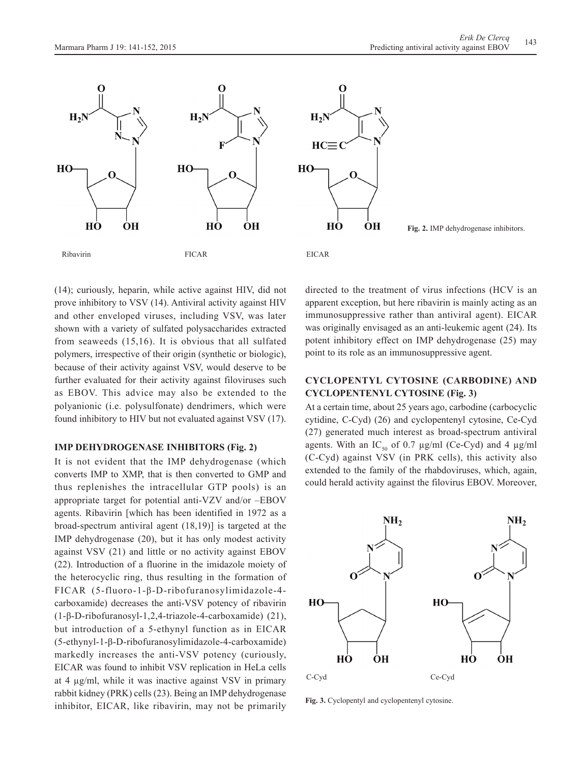Ribavirin FICAR EICAR

**Fig. 2.** IMP dehydrogenase inhibitors.

(14); curiously, heparin, while active against HIV, did not prove inhibitory to VSV (14). Antiviral activity against HIV and other enveloped viruses, including VSV, was later shown with a variety of sulfated polysaccharides extracted from seaweeds (15,16). It is obvious that all sulfated polymers, irrespective of their origin (synthetic or biologic), because of their activity against VSV, would deserve to be further evaluated for their activity against filoviruses such as EBOV. This advice may also be extended to the polyanionic (i.e. polysulfonate) dendrimers, which were found inhibitory to HIV but not evaluated against VSV (17).

## IMP DEHYDROGENASE INHIBITORS (Fig. 2)

It is not evident that the IMP dehydrogenase (which converts IMP to XMP, that is then converted to GMP and thus replenishes the intracellular GTP pools) is an appropriate target for potential anti-VZV and/or –EBOV agents. Ribavirin [which has been identified in 1972 as a broad-spectrum antiviral agent (18,19)] is targeted at the IMP dehydrogenase (20), but it has only modest activity against VSV (21) and little or no activity against EBOV (22). Introduction of a fluorine in the imidazole moiety of the heterocyclic ring, thus resulting in the formation of FICAR (5-fluoro-1-β-D-ribofuranosylimidazole-4-carboxamide) decreases the anti-VSV potency of ribavirin (1-β-D-ribofuranosyl-1,2,4-triazole-4-carboxamide) (21), but introduction of a 5-ethynyl function as in EICAR (5-ethynyl-1-β-D-ribofuranosylimidazole-4-carboxamide) markedly increases the anti-VSV potency (curiously, EICAR was found to inhibit VSV replication in HeLa cells at 4 µg/ml, while it was inactive against VSV in primary rabbit kidney (PRK) cells (23). Being an IMP dehydrogenase inhibitor, EICAR, like ribavirin, may not be primarily directed to the treatment of virus infections (HCV is an apparent exception, but here ribavirin is mainly acting as an immunosuppressive rather than antiviral agent). EICAR was originally envisaged as an anti-leukemic agent (24). Its potent inhibitory effect on IMP dehydrogenase (25) may point to its role as an immunosuppressive agent.

## CYCLOPENTYL CYTOSINE (CARBODINE) AND CYCLOPENTENYL CYTOSINE (Fig. 3)

At a certain time, about 25 years ago, carbodine (carbocyclic cytidine, C-Cyd) (26) and cyclopentenyl cytosine, Ce-Cyd (27) generated much interest as broad-spectrum antiviral agents. With an $IC_{50}$ of 0.7 µg/ml (Ce-Cyd) and 4 µg/ml (C-Cyd) against VSV (in PRK cells), this activity also extended to the family of the rhabdoviruses, which, again, could herald activity against the filovirus EBOV. Moreover,

C-Cyd Ce-Cyd

**Fig. 3.** Cyclopentyl and cyclopentenyl cytosine.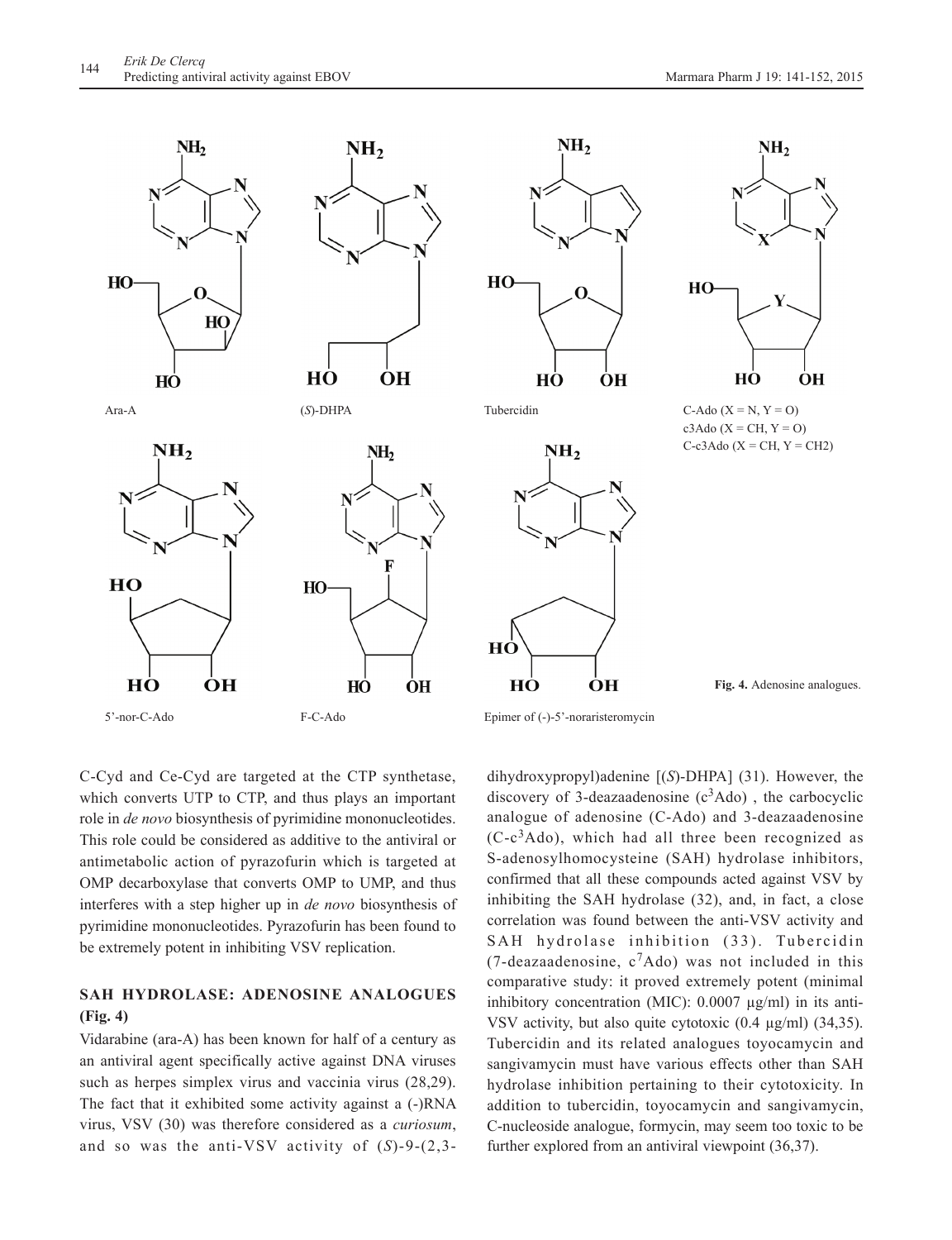Ara-A

(*S*)-DHPA

Tubercidin

C-Ado (X = N, Y = O)
c3Ado (X = CH, Y = O)
C-c3Ado (X = CH, Y = CH2)

5'-nor-C-Ado

F-C-Ado

Epimer of (-)-5'-noraristeromycin

**Fig. 4.** Adenosine analogues.

C-Cyd and Ce-Cyd are targeted at the CTP synthetase, which converts UTP to CTP, and thus plays an important role in *de novo* biosynthesis of pyrimidine mononucleotides. This role could be considered as additive to the antiviral or antimetabolic action of pyrazofurin which is targeted at OMP decarboxylase that converts OMP to UMP, and thus interferes with a step higher up in *de novo* biosynthesis of pyrimidine mononucleotides. Pyrazofurin has been found to be extremely potent in inhibiting VSV replication.

## SAH HYDROLASE: ADENOSINE ANALOGUES (Fig. 4)

Vidarabine (ara-A) has been known for half of a century as an antiviral agent specifically active against DNA viruses such as herpes simplex virus and vaccinia virus (28,29). The fact that it exhibited some activity against a (-)RNA virus, VSV (30) was therefore considered as a *curiosum*, and so was the anti-VSV activity of (*S*)-9-(2,3-dihydroxypropyl)adenine [(*S*)-DHPA] (31). However, the discovery of 3-deazaadenosine ($c^3$Ado) , the carbocyclic analogue of adenosine (C-Ado) and 3-deazaadenosine (C-$c^3$Ado), which had all three been recognized as S-adenosylhomocysteine (SAH) hydrolase inhibitors, confirmed that all these compounds acted against VSV by inhibiting the SAH hydrolase (32), and, in fact, a close correlation was found between the anti-VSV activity and SAH hydrolase inhibition (33). Tubercidin (7-deazaadenosine, $c^7$Ado) was not included in this comparative study: it proved extremely potent (minimal inhibitory concentration (MIC): 0.0007 µg/ml) in its anti-VSV activity, but also quite cytotoxic (0.4 µg/ml) (34,35). Tubercidin and its related analogues toyocamycin and sangivamycin must have various effects other than SAH hydrolase inhibition pertaining to their cytotoxicity. In addition to tubercidin, toyocamycin and sangivamycin, C-nucleoside analogue, formycin, may seem too toxic to be further explored from an antiviral viewpoint (36,37).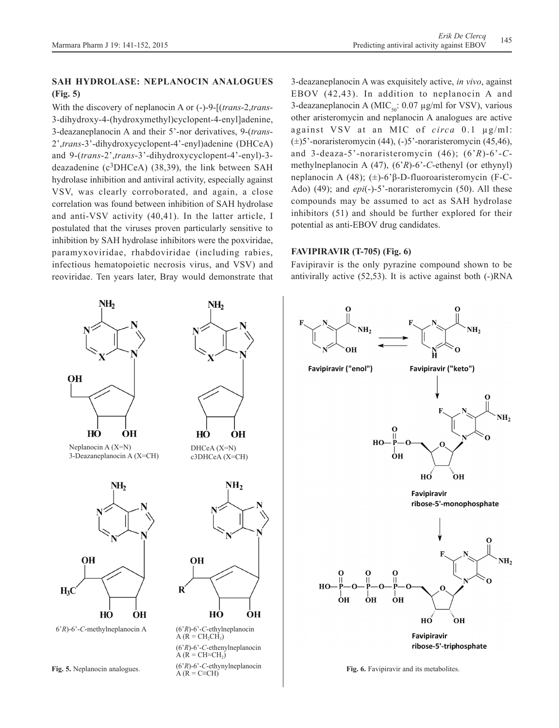## SAH HYDROLASE: NEPLANOCIN ANALOGUES (Fig. 5)

With the discovery of neplanocin A or (-)-9-[(*trans*-2,*trans*-3-dihydroxy-4-(hydroxymethyl)cyclopent-4-enyl]adenine, 3-deazaneplanocin A and their 5'-nor derivatives, 9-(*trans*-2',*trans*-3'-dihydroxycyclopent-4'-enyl)adenine (DHCeA) and 9-(*trans*-2',*trans*-3'-dihydroxycyclopent-4'-enyl)-3-deazadenine ($c^3$DHCeA) (38,39), the link between SAH hydrolase inhibition and antiviral activity, especially against VSV, was clearly corroborated, and again, a close correlation was found between inhibition of SAH hydrolase and anti-VSV activity (40,41). In the latter article, I postulated that the viruses proven particularly sensitive to inhibition by SAH hydrolase inhibitors were the poxviridae, paramyxoviridae, rhabdoviridae (including rabies, infectious hematopoietic necrosis virus, and VSV) and reoviridae. Ten years later, Bray would demonstrate that 3-deazaneplanocin A was exquisitely active, *in vivo*, against EBOV (42,43). In addition to neplanocin A and 3-deazaneplanocin A ($MIC_{50}$: 0.07 µg/ml for VSV), various other aristeromycin and neplanocin A analogues are active against VSV at an MIC of *circa* 0.1 µg/ml: (±)5'-noraristeromycin (44), (-)5'-noraristeromycin (45,46), and 3-deaza-5'-noraristeromycin (46); (6'*R*)-6'-*C*-methylneplanocin A (47), (6'*R*)-6'-*C*-ethenyl (or ethynyl) neplanocin A (48); (±)-6'β-D-fluoroaristeromycin (F-C-Ado) (49); and *epi*(-)-5'-noraristeromycin (50). All these compounds may be assumed to act as SAH hydrolase inhibitors (51) and should be further explored for their potential as anti-EBOV drug candidates.

Neplanocin A (X=N)
3-Deazaneplanocin A (X=CH)

DHCeA (X=N)
c3DHCeA (X=CH)

6'*R*)-6'-*C*-methylneplanocin A

(6'*R*)-6'-*C*-ethylneplanocin A (R = $CH_2CH_3$)
(6'*R*)-6'-*C*-ethenylneplanocin A (R = $CH{=}CH_2$)
(6'*R*)-6'-*C*-ethynylneplanocin A (R = C≡CH)

**Fig. 5.** Neplanocin analogues.

## FAVIPIRAVIR (T-705) (Fig. 6)

Favipiravir is the only pyrazine compound shown to be antivirally active (52,53). It is active against both (-)RNA

Favipiravir ("enol")
Favipiravir ("keto")
Favipiravir ribose-5'-monophosphate
Favipiravir ribose-5'-triphosphate

**Fig. 6.** Favipiravir and its metabolites.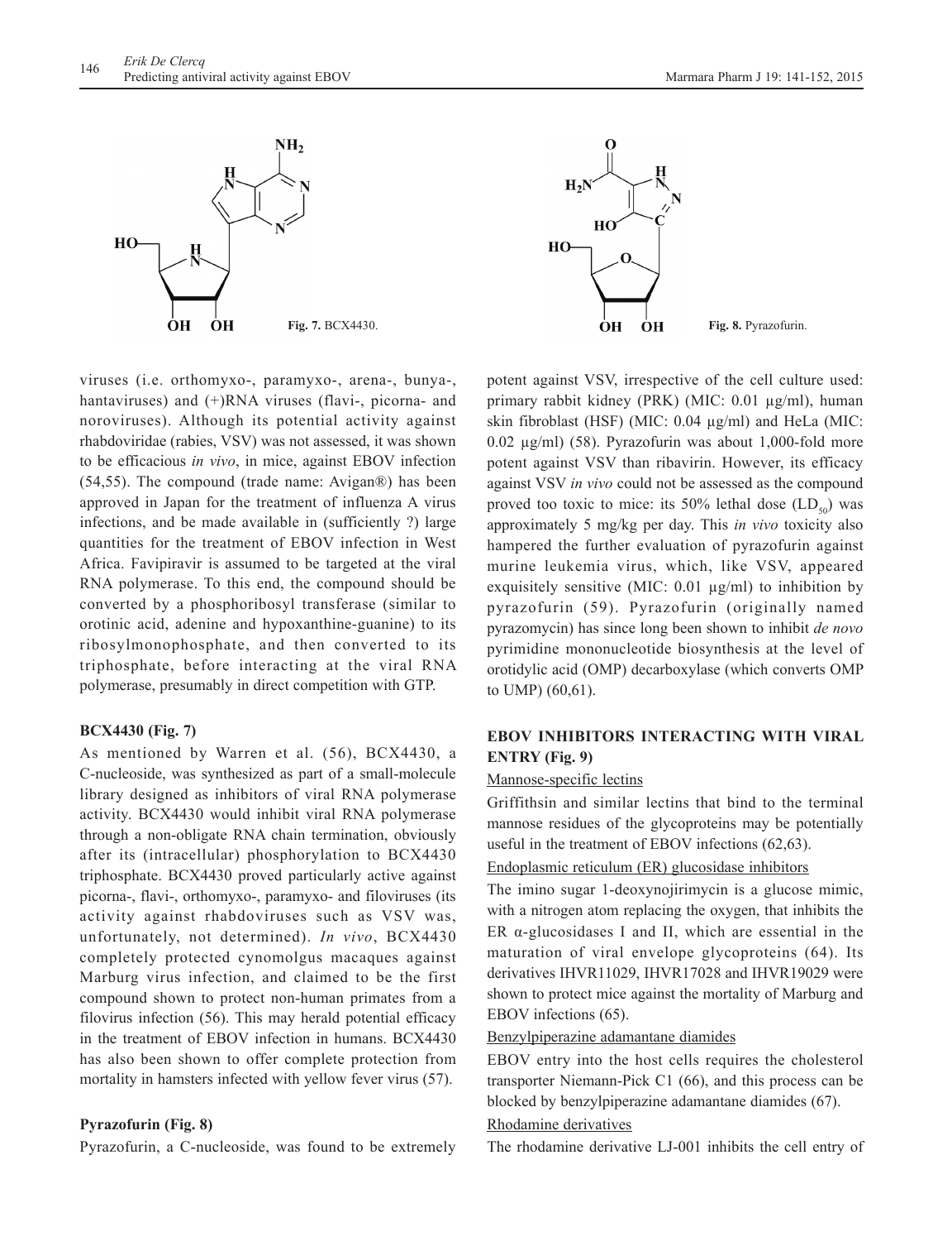Fig. 7. BCX4430.

Fig. 8. Pyrazofurin.

viruses (i.e. orthomyxo-, paramyxo-, arena-, bunya-, hantaviruses) and (+)RNA viruses (flavi-, picorna- and noroviruses). Although its potential activity against rhabdoviridae (rabies, VSV) was not assessed, it was shown to be efficacious *in vivo*, in mice, against EBOV infection (54,55). The compound (trade name: Avigan®) has been approved in Japan for the treatment of influenza A virus infections, and be made available in (sufficiently ?) large quantities for the treatment of EBOV infection in West Africa. Favipiravir is assumed to be targeted at the viral RNA polymerase. To this end, the compound should be converted by a phosphoribosyl transferase (similar to orotinic acid, adenine and hypoxanthine-guanine) to its ribosylmonophosphate, and then converted to its triphosphate, before interacting at the viral RNA polymerase, presumably in direct competition with GTP.

**BCX4430 (Fig. 7)**

As mentioned by Warren et al. (56), BCX4430, a C-nucleoside, was synthesized as part of a small-molecule library designed as inhibitors of viral RNA polymerase activity. BCX4430 would inhibit viral RNA polymerase through a non-obligate RNA chain termination, obviously after its (intracellular) phosphorylation to BCX4430 triphosphate. BCX4430 proved particularly active against picorna-, flavi-, orthomyxo-, paramyxo- and filoviruses (its activity against rhabdoviruses such as VSV was, unfortunately, not determined). *In vivo*, BCX4430 completely protected cynomolgus macaques against Marburg virus infection, and claimed to be the first compound shown to protect non-human primates from a filovirus infection (56). This may herald potential efficacy in the treatment of EBOV infection in humans. BCX4430 has also been shown to offer complete protection from mortality in hamsters infected with yellow fever virus (57).

**Pyrazofurin (Fig. 8)**

Pyrazofurin, a C-nucleoside, was found to be extremely potent against VSV, irrespective of the cell culture used: primary rabbit kidney (PRK) (MIC: 0.01 µg/ml), human skin fibroblast (HSF) (MIC: 0.04 µg/ml) and HeLa (MIC: 0.02 µg/ml) (58). Pyrazofurin was about 1,000-fold more potent against VSV than ribavirin. However, its efficacy against VSV *in vivo* could not be assessed as the compound proved too toxic to mice: its 50% lethal dose ($LD_{50}$) was approximately 5 mg/kg per day. This *in vivo* toxicity also hampered the further evaluation of pyrazofurin against murine leukemia virus, which, like VSV, appeared exquisitely sensitive (MIC: 0.01 µg/ml) to inhibition by pyrazofurin (59). Pyrazofurin (originally named pyrazomycin) has since long been shown to inhibit *de novo* pyrimidine mononucleotide biosynthesis at the level of orotidylic acid (OMP) decarboxylase (which converts OMP to UMP) (60,61).

**EBOV INHIBITORS INTERACTING WITH VIRAL ENTRY (Fig. 9)**

Mannose-specific lectins

Griffithsin and similar lectins that bind to the terminal mannose residues of the glycoproteins may be potentially useful in the treatment of EBOV infections (62,63).

Endoplasmic reticulum (ER) glucosidase inhibitors

The imino sugar 1-deoxynojirimycin is a glucose mimic, with a nitrogen atom replacing the oxygen, that inhibits the ER α-glucosidases I and II, which are essential in the maturation of viral envelope glycoproteins (64). Its derivatives IHVR11029, IHVR17028 and IHVR19029 were shown to protect mice against the mortality of Marburg and EBOV infections (65).

Benzylpiperazine adamantane diamides

EBOV entry into the host cells requires the cholesterol transporter Niemann-Pick C1 (66), and this process can be blocked by benzylpiperazine adamantane diamides (67).

Rhodamine derivatives

The rhodamine derivative LJ-001 inhibits the cell entry of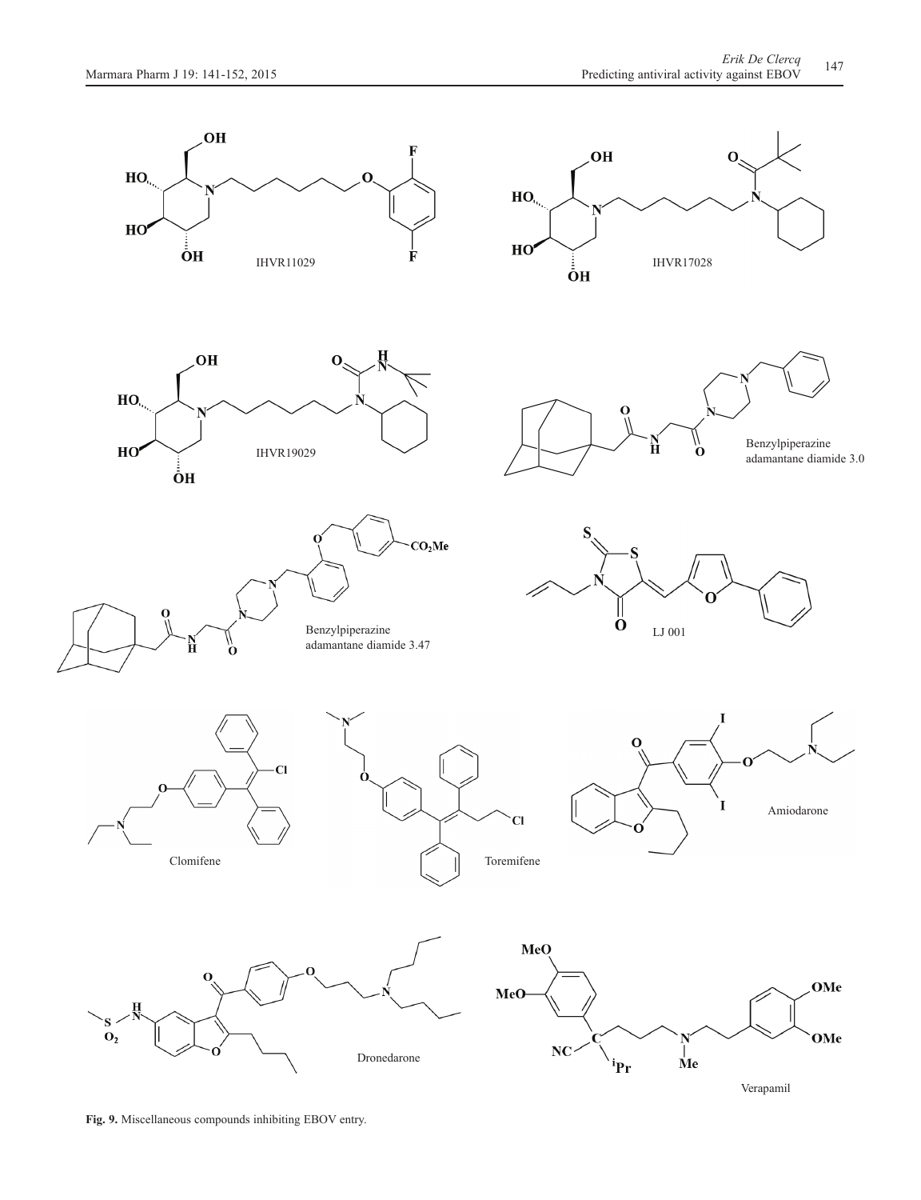**Fig. 9.** Miscellaneous compounds inhibiting EBOV entry.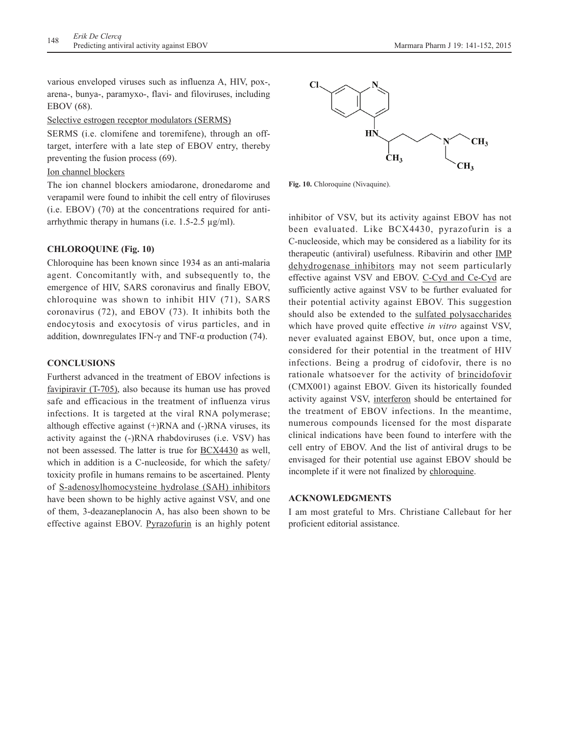various enveloped viruses such as influenza A, HIV, pox-, arena-, bunya-, paramyxo-, flavi- and filoviruses, including EBOV (68).

Selective estrogen receptor modulators (SERMS)

SERMS (i.e. clomifene and toremifene), through an off-target, interfere with a late step of EBOV entry, thereby preventing the fusion process (69).

Ion channel blockers

The ion channel blockers amiodarone, dronedarome and verapamil were found to inhibit the cell entry of filoviruses (i.e. EBOV) (70) at the concentrations required for anti-arrhythmic therapy in humans (i.e. 1.5-2.5 µg/ml).

## CHLOROQUINE (Fig. 10)

Chloroquine has been known since 1934 as an anti-malaria agent. Concomitantly with, and subsequently to, the emergence of HIV, SARS coronavirus and finally EBOV, chloroquine was shown to inhibit HIV (71), SARS coronavirus (72), and EBOV (73). It inhibits both the endocytosis and exocytosis of virus particles, and in addition, downregulates IFN-γ and TNF-α production (74).

**Fig. 10.** Chloroquine (Nivaquine).

## CONCLUSIONS

Furtherst advanced in the treatment of EBOV infections is favipiravir (T-705), also because its human use has proved safe and efficacious in the treatment of influenza virus infections. It is targeted at the viral RNA polymerase; although effective against (+)RNA and (-)RNA viruses, its activity against the (-)RNA rhabdoviruses (i.e. VSV) has not been assessed. The latter is true for BCX4430 as well, which in addition is a C-nucleoside, for which the safety/toxicity profile in humans remains to be ascertained. Plenty of S-adenosylhomocysteine hydrolase (SAH) inhibitors have been shown to be highly active against VSV, and one of them, 3-deazaneplanocin A, has also been shown to be effective against EBOV. Pyrazofurin is an highly potent inhibitor of VSV, but its activity against EBOV has not been evaluated. Like BCX4430, pyrazofurin is a C-nucleoside, which may be considered as a liability for its therapeutic (antiviral) usefulness. Ribavirin and other IMP dehydrogenase inhibitors may not seem particularly effective against VSV and EBOV. C-Cyd and Ce-Cyd are sufficiently active against VSV to be further evaluated for their potential activity against EBOV. This suggestion should also be extended to the sulfated polysaccharides which have proved quite effective *in vitro* against VSV, never evaluated against EBOV, but, once upon a time, considered for their potential in the treatment of HIV infections. Being a prodrug of cidofovir, there is no rationale whatsoever for the activity of brincidofovir (CMX001) against EBOV. Given its historically founded activity against VSV, interferon should be entertained for the treatment of EBOV infections. In the meantime, numerous compounds licensed for the most disparate clinical indications have been found to interfere with the cell entry of EBOV. And the list of antiviral drugs to be envisaged for their potential use against EBOV should be incomplete if it were not finalized by chloroquine.

## ACKNOWLEDGMENTS

I am most grateful to Mrs. Christiane Callebaut for her proficient editorial assistance.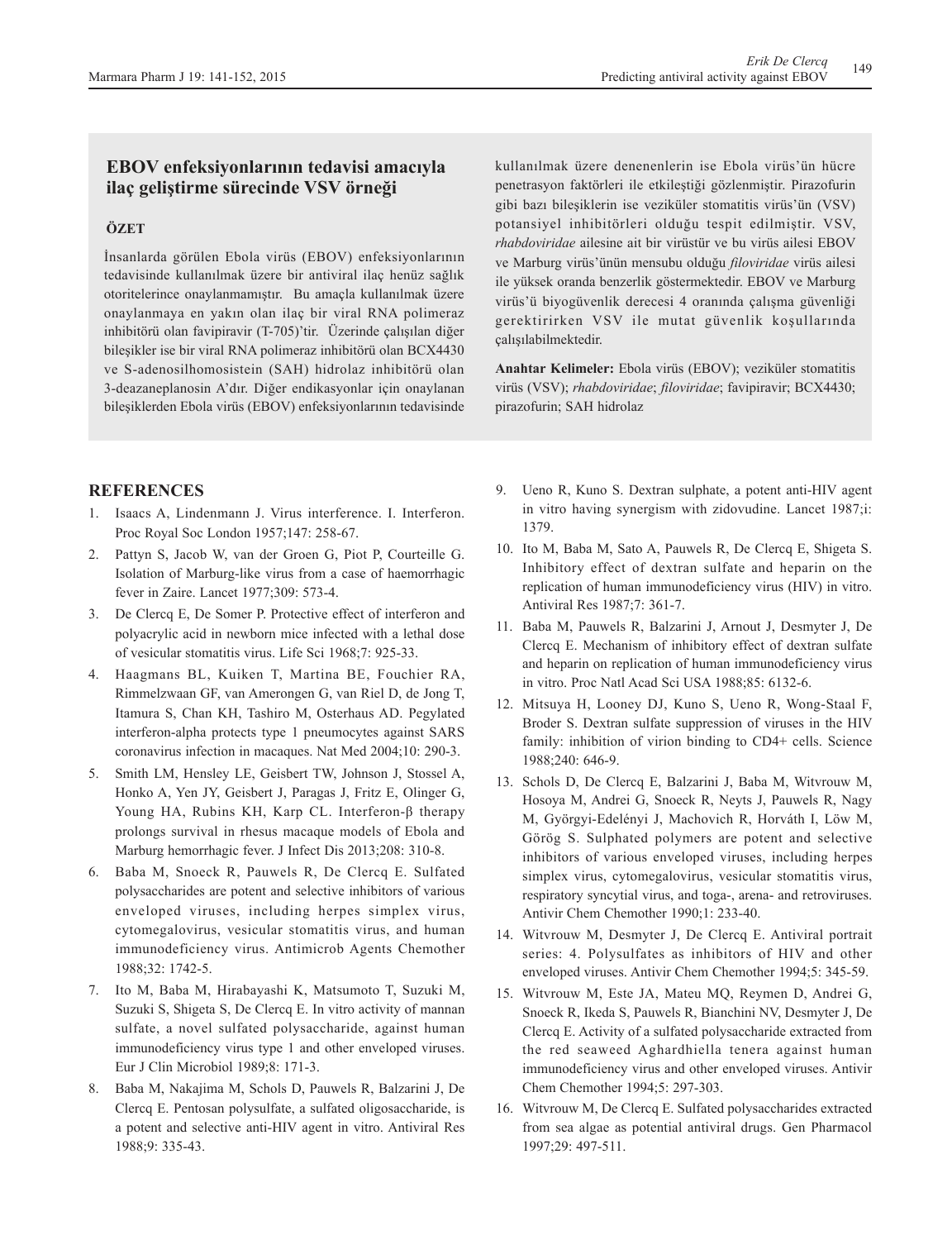## EBOV enfeksiyonlarının tedavisi amacıyla ilaç geliştirme sürecinde VSV örneği

### ÖZET

İnsanlarda görülen Ebola virüs (EBOV) enfeksiyonlarının tedavisinde kullanılmak üzere bir antiviral ilaç henüz sağlık otoritelerince onaylanmamıştır. Bu amaçla kullanılmak üzere onaylanmaya en yakın olan ilaç bir viral RNA polimeraz inhibitörü olan favipiravir (T-705)'tir. Üzerinde çalışılan diğer bileşikler ise bir viral RNA polimeraz inhibitörü olan BCX4430 ve S-adenosilhomosistein (SAH) hidrolaz inhibitörü olan 3-deazaneplanosin A'dır. Diğer endikasyonlar için onaylanan bileşiklerden Ebola virüs (EBOV) enfeksiyonlarının tedavisinde kullanılmak üzere denenenlerin ise Ebola virüs'ün hücre penetrasyon faktörleri ile etkileştiği gözlenmiştir. Pirazofurin gibi bazı bileşiklerin ise veziküler stomatitis virüs'ün (VSV) potansiyel inhibitörleri olduğu tespit edilmiştir. VSV, *rhabdoviridae* ailesine ait bir virüstür ve bu virüs ailesi EBOV ve Marburg virüs'ünün mensubu olduğu *filoviridae* virüs ailesi ile yüksek oranda benzerlik göstermektedir. EBOV ve Marburg virüs'ü biyogüvenlik derecesi 4 oranında çalışma güvenliği gerektirirken VSV ile mutat güvenlik koşullarında çalışılabilmektedir.

**Anahtar Kelimeler:** Ebola virüs (EBOV); veziküler stomatitis virüs (VSV); *rhabdoviridae*; *filoviridae*; favipiravir; BCX4430; pirazofurin; SAH hidrolaz

## REFERENCES

1. Isaacs A, Lindenmann J. Virus interference. I. Interferon. Proc Royal Soc London 1957;147: 258-67.
2. Pattyn S, Jacob W, van der Groen G, Piot P, Courteille G. Isolation of Marburg-like virus from a case of haemorrhagic fever in Zaire. Lancet 1977;309: 573-4.
3. De Clercq E, De Somer P. Protective effect of interferon and polyacrylic acid in newborn mice infected with a lethal dose of vesicular stomatitis virus. Life Sci 1968;7: 925-33.
4. Haagmans BL, Kuiken T, Martina BE, Fouchier RA, Rimmelzwaan GF, van Amerongen G, van Riel D, de Jong T, Itamura S, Chan KH, Tashiro M, Osterhaus AD. Pegylated interferon-alpha protects type 1 pneumocytes against SARS coronavirus infection in macaques. Nat Med 2004;10: 290-3.
5. Smith LM, Hensley LE, Geisbert TW, Johnson J, Stossel A, Honko A, Yen JY, Geisbert J, Paragas J, Fritz E, Olinger G, Young HA, Rubins KH, Karp CL. Interferon-β therapy prolongs survival in rhesus macaque models of Ebola and Marburg hemorrhagic fever. J Infect Dis 2013;208: 310-8.
6. Baba M, Snoeck R, Pauwels R, De Clercq E. Sulfated polysaccharides are potent and selective inhibitors of various enveloped viruses, including herpes simplex virus, cytomegalovirus, vesicular stomatitis virus, and human immunodeficiency virus. Antimicrob Agents Chemother 1988;32: 1742-5.
7. Ito M, Baba M, Hirabayashi K, Matsumoto T, Suzuki M, Suzuki S, Shigeta S, De Clercq E. In vitro activity of mannan sulfate, a novel sulfated polysaccharide, against human immunodeficiency virus type 1 and other enveloped viruses. Eur J Clin Microbiol 1989;8: 171-3.
8. Baba M, Nakajima M, Schols D, Pauwels R, Balzarini J, De Clercq E. Pentosan polysulfate, a sulfated oligosaccharide, is a potent and selective anti-HIV agent in vitro. Antiviral Res 1988;9: 335-43.
9. Ueno R, Kuno S. Dextran sulphate, a potent anti-HIV agent in vitro having synergism with zidovudine. Lancet 1987;i: 1379.
10. Ito M, Baba M, Sato A, Pauwels R, De Clercq E, Shigeta S. Inhibitory effect of dextran sulfate and heparin on the replication of human immunodeficiency virus (HIV) in vitro. Antiviral Res 1987;7: 361-7.
11. Baba M, Pauwels R, Balzarini J, Arnout J, Desmyter J, De Clercq E. Mechanism of inhibitory effect of dextran sulfate and heparin on replication of human immunodeficiency virus in vitro. Proc Natl Acad Sci USA 1988;85: 6132-6.
12. Mitsuya H, Looney DJ, Kuno S, Ueno R, Wong-Staal F, Broder S. Dextran sulfate suppression of viruses in the HIV family: inhibition of virion binding to CD4+ cells. Science 1988;240: 646-9.
13. Schols D, De Clercq E, Balzarini J, Baba M, Witvrouw M, Hosoya M, Andrei G, Snoeck R, Neyts J, Pauwels R, Nagy M, Györgyi-Edelényi J, Machovich R, Horváth I, Löw M, Görög S. Sulphated polymers are potent and selective inhibitors of various enveloped viruses, including herpes simplex virus, cytomegalovirus, vesicular stomatitis virus, respiratory syncytial virus, and toga-, arena- and retroviruses. Antivir Chem Chemother 1990;1: 233-40.
14. Witvrouw M, Desmyter J, De Clercq E. Antiviral portrait series: 4. Polysulfates as inhibitors of HIV and other enveloped viruses. Antivir Chem Chemother 1994;5: 345-59.
15. Witvrouw M, Este JA, Mateu MQ, Reymen D, Andrei G, Snoeck R, Ikeda S, Pauwels R, Bianchini NV, Desmyter J, De Clercq E. Activity of a sulfated polysaccharide extracted from the red seaweed Aghardhiella tenera against human immunodeficiency virus and other enveloped viruses. Antivir Chem Chemother 1994;5: 297-303.
16. Witvrouw M, De Clercq E. Sulfated polysaccharides extracted from sea algae as potential antiviral drugs. Gen Pharmacol 1997;29: 497-511.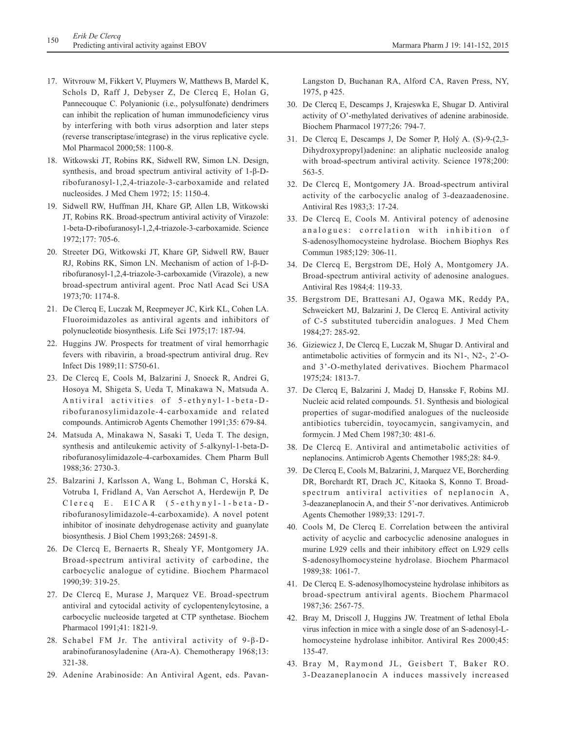17. Witvrouw M, Fikkert V, Pluymers W, Matthews B, Mardel K, Schols D, Raff J, Debyser Z, De Clercq E, Holan G, Pannecouque C. Polyanionic (i.e., polysulfonate) dendrimers can inhibit the replication of human immunodeficiency virus by interfering with both virus adsorption and later steps (reverse transcriptase/integrase) in the virus replicative cycle. Mol Pharmacol 2000;58: 1100-8.
18. Witkowski JT, Robins RK, Sidwell RW, Simon LN. Design, synthesis, and broad spectrum antiviral activity of 1-β-D-ribofuranosyl-1,2,4-triazole-3-carboxamide and related nucleosides. J Med Chem 1972; 15: 1150-4.
19. Sidwell RW, Huffman JH, Khare GP, Allen LB, Witkowski JT, Robins RK. Broad-spectrum antiviral activity of Virazole: 1-beta-D-ribofuranosyl-1,2,4-triazole-3-carboxamide. Science 1972;177: 705-6.
20. Streeter DG, Witkowski JT, Khare GP, Sidwell RW, Bauer RJ, Robins RK, Simon LN. Mechanism of action of 1-β-D-ribofuranosyl-1,2,4-triazole-3-carboxamide (Virazole), a new broad-spectrum antiviral agent. Proc Natl Acad Sci USA 1973;70: 1174-8.
21. De Clercq E, Luczak M, Reepmeyer JC, Kirk KL, Cohen LA. Fluoroimidazoles as antiviral agents and inhibitors of polynucleotide biosynthesis. Life Sci 1975;17: 187-94.
22. Huggins JW. Prospects for treatment of viral hemorrhagic fevers with ribavirin, a broad-spectrum antiviral drug. Rev Infect Dis 1989;11: S750-61.
23. De Clercq E, Cools M, Balzarini J, Snoeck R, Andrei G, Hosoya M, Shigeta S, Ueda T, Minakawa N, Matsuda A. Antiviral activities of 5-ethynyl-1-beta-D-ribofuranosylimidazole-4-carboxamide and related compounds. Antimicrob Agents Chemother 1991;35: 679-84.
24. Matsuda A, Minakawa N, Sasaki T, Ueda T. The design, synthesis and antileukemic activity of 5-alkynyl-1-beta-D-ribofuranosylimidazole-4-carboxamides. Chem Pharm Bull 1988;36: 2730-3.
25. Balzarini J, Karlsson A, Wang L, Bohman C, Horská K, Votruba I, Fridland A, Van Aerschot A, Herdewijn P, De Clercq E. EICAR (5-ethynyl-1-beta-D-ribofuranosylimidazole-4-carboxamide). A novel potent inhibitor of inosinate dehydrogenase activity and guanylate biosynthesis. J Biol Chem 1993;268: 24591-8.
26. De Clercq E, Bernaerts R, Shealy YF, Montgomery JA. Broad-spectrum antiviral activity of carbodine, the carbocyclic analogue of cytidine. Biochem Pharmacol 1990;39: 319-25.
27. De Clercq E, Murase J, Marquez VE. Broad-spectrum antiviral and cytocidal activity of cyclopentenylcytosine, a carbocyclic nucleoside targeted at CTP synthetase. Biochem Pharmacol 1991;41: 1821-9.
28. Schabel FM Jr. The antiviral activity of 9-β-D-arabinofuranosyladenine (Ara-A). Chemotherapy 1968;13: 321-38.
29. Adenine Arabinoside: An Antiviral Agent, eds. Pavan-Langston D, Buchanan RA, Alford CA, Raven Press, NY, 1975, p 425.
30. De Clercq E, Descamps J, Krajeswka E, Shugar D. Antiviral activity of O'-methylated derivatives of adenine arabinoside. Biochem Pharmacol 1977;26: 794-7.
31. De Clercq E, Descamps J, De Somer P, Holý A. (S)-9-(2,3-Dihydroxypropyl)adenine: an aliphatic nucleoside analog with broad-spectrum antiviral activity. Science 1978;200: 563-5.
32. De Clercq E, Montgomery JA. Broad-spectrum antiviral activity of the carbocyclic analog of 3-deazaadenosine. Antiviral Res 1983;3: 17-24.
33. De Clercq E, Cools M. Antiviral potency of adenosine analogues: correlation with inhibition of S-adenosylhomocysteine hydrolase. Biochem Biophys Res Commun 1985;129: 306-11.
34. De Clercq E, Bergstrom DE, Holý A, Montgomery JA. Broad-spectrum antiviral activity of adenosine analogues. Antiviral Res 1984;4: 119-33.
35. Bergstrom DE, Brattesani AJ, Ogawa MK, Reddy PA, Schweickert MJ, Balzarini J, De Clercq E. Antiviral activity of C-5 substituted tubercidin analogues. J Med Chem 1984;27: 285-92.
36. Giziewicz J, De Clercq E, Luczak M, Shugar D. Antiviral and antimetabolic activities of formycin and its N1-, N2-, 2'-O- and 3'-O-methylated derivatives. Biochem Pharmacol 1975;24: 1813-7.
37. De Clercq E, Balzarini J, Madej D, Hansske F, Robins MJ. Nucleic acid related compounds. 51. Synthesis and biological properties of sugar-modified analogues of the nucleoside antibiotics tubercidin, toyocamycin, sangivamycin, and formycin. J Med Chem 1987;30: 481-6.
38. De Clercq E. Antiviral and antimetabolic activities of neplanocins. Antimicrob Agents Chemother 1985;28: 84-9.
39. De Clercq E, Cools M, Balzarini, J, Marquez VE, Borcherding DR, Borchardt RT, Drach JC, Kitaoka S, Konno T. Broad-spectrum antiviral activities of neplanocin A, 3-deazaneplanocin A, and their 5'-nor derivatives. Antimicrob Agents Chemother 1989;33: 1291-7.
40. Cools M, De Clercq E. Correlation between the antiviral activity of acyclic and carbocyclic adenosine analogues in murine L929 cells and their inhibitory effect on L929 cells S-adenosylhomocysteine hydrolase. Biochem Pharmacol 1989;38: 1061-7.
41. De Clercq E. S-adenosylhomocysteine hydrolase inhibitors as broad-spectrum antiviral agents. Biochem Pharmacol 1987;36: 2567-75.
42. Bray M, Driscoll J, Huggins JW. Treatment of lethal Ebola virus infection in mice with a single dose of an S-adenosyl-L-homocysteine hydrolase inhibitor. Antiviral Res 2000;45: 135-47.
43. Bray M, Raymond JL, Geisbert T, Baker RO. 3-Deazaneplanocin A induces massively increased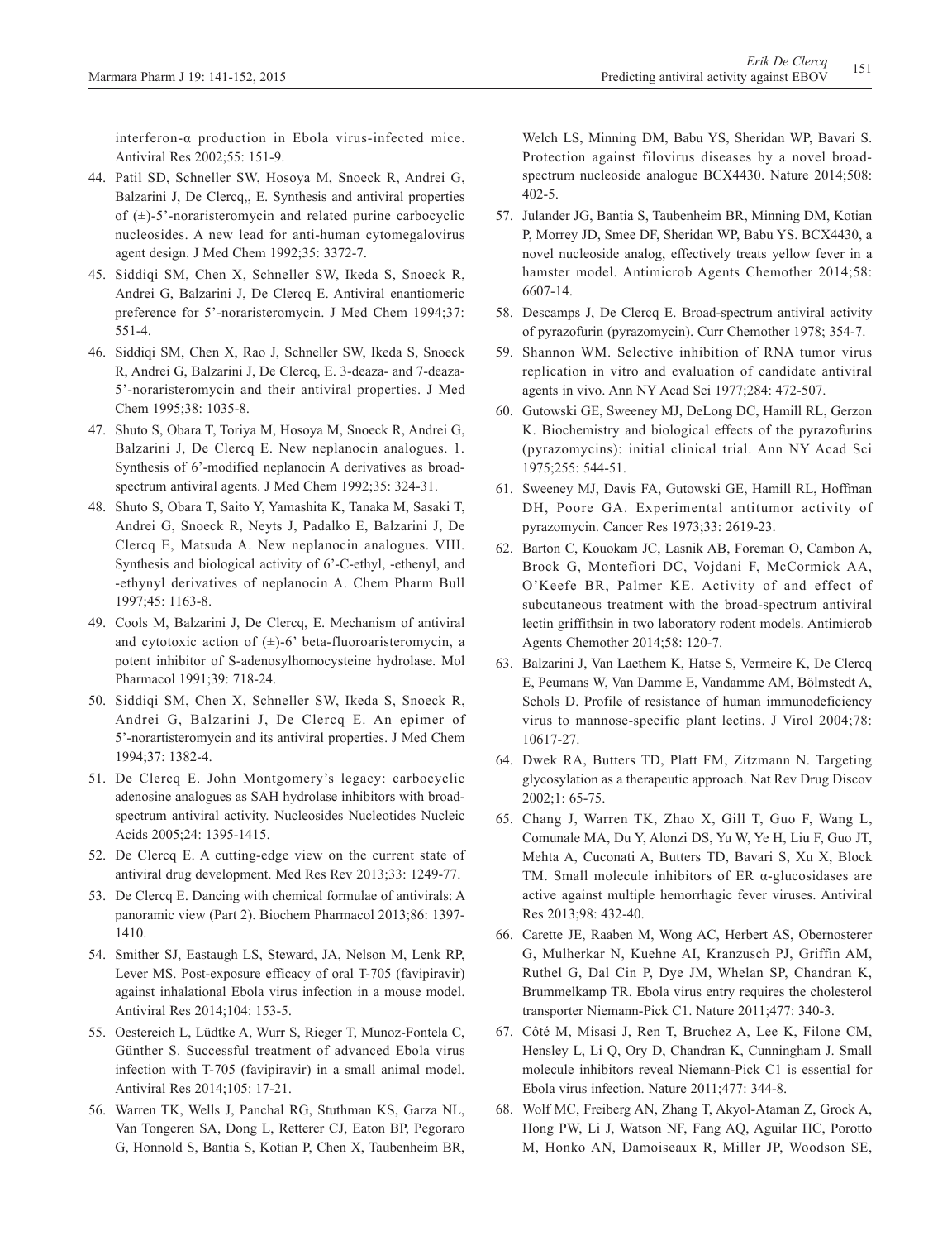interferon-α production in Ebola virus-infected mice. Antiviral Res 2002;55: 151-9.

44. Patil SD, Schneller SW, Hosoya M, Snoeck R, Andrei G, Balzarini J, De Clercq,, E. Synthesis and antiviral properties of (±)-5'-noraristeromycin and related purine carbocyclic nucleosides. A new lead for anti-human cytomegalovirus agent design. J Med Chem 1992;35: 3372-7.
45. Siddiqi SM, Chen X, Schneller SW, Ikeda S, Snoeck R, Andrei G, Balzarini J, De Clercq E. Antiviral enantiomeric preference for 5'-noraristeromycin. J Med Chem 1994;37: 551-4.
46. Siddiqi SM, Chen X, Rao J, Schneller SW, Ikeda S, Snoeck R, Andrei G, Balzarini J, De Clercq, E. 3-deaza- and 7-deaza-5'-noraristeromycin and their antiviral properties. J Med Chem 1995;38: 1035-8.
47. Shuto S, Obara T, Toriya M, Hosoya M, Snoeck R, Andrei G, Balzarini J, De Clercq E. New neplanocin analogues. 1. Synthesis of 6'-modified neplanocin A derivatives as broad-spectrum antiviral agents. J Med Chem 1992;35: 324-31.
48. Shuto S, Obara T, Saito Y, Yamashita K, Tanaka M, Sasaki T, Andrei G, Snoeck R, Neyts J, Padalko E, Balzarini J, De Clercq E, Matsuda A. New neplanocin analogues. VIII. Synthesis and biological activity of 6'-C-ethyl, -ethenyl, and -ethynyl derivatives of neplanocin A. Chem Pharm Bull 1997;45: 1163-8.
49. Cools M, Balzarini J, De Clercq, E. Mechanism of antiviral and cytotoxic action of (±)-6' beta-fluoroaristeromycin, a potent inhibitor of S-adenosylhomocysteine hydrolase. Mol Pharmacol 1991;39: 718-24.
50. Siddiqi SM, Chen X, Schneller SW, Ikeda S, Snoeck R, Andrei G, Balzarini J, De Clercq E. An epimer of 5'-norartisteromycin and its antiviral properties. J Med Chem 1994;37: 1382-4.
51. De Clercq E. John Montgomery's legacy: carbocyclic adenosine analogues as SAH hydrolase inhibitors with broad-spectrum antiviral activity. Nucleosides Nucleotides Nucleic Acids 2005;24: 1395-1415.
52. De Clercq E. A cutting-edge view on the current state of antiviral drug development. Med Res Rev 2013;33: 1249-77.
53. De Clercq E. Dancing with chemical formulae of antivirals: A panoramic view (Part 2). Biochem Pharmacol 2013;86: 1397-1410.
54. Smither SJ, Eastaugh LS, Steward, JA, Nelson M, Lenk RP, Lever MS. Post-exposure efficacy of oral T-705 (favipiravir) against inhalational Ebola virus infection in a mouse model. Antiviral Res 2014;104: 153-5.
55. Oestereich L, Lüdtke A, Wurr S, Rieger T, Munoz-Fontela C, Günther S. Successful treatment of advanced Ebola virus infection with T-705 (favipiravir) in a small animal model. Antiviral Res 2014;105: 17-21.
56. Warren TK, Wells J, Panchal RG, Stuthman KS, Garza NL, Van Tongeren SA, Dong L, Retterer CJ, Eaton BP, Pegoraro G, Honnold S, Bantia S, Kotian P, Chen X, Taubenheim BR, Welch LS, Minning DM, Babu YS, Sheridan WP, Bavari S. Protection against filovirus diseases by a novel broad-spectrum nucleoside analogue BCX4430. Nature 2014;508: 402-5.
57. Julander JG, Bantia S, Taubenheim BR, Minning DM, Kotian P, Morrey JD, Smee DF, Sheridan WP, Babu YS. BCX4430, a novel nucleoside analog, effectively treats yellow fever in a hamster model. Antimicrob Agents Chemother 2014;58: 6607-14.
58. Descamps J, De Clercq E. Broad-spectrum antiviral activity of pyrazofurin (pyrazomycin). Curr Chemother 1978; 354-7.
59. Shannon WM. Selective inhibition of RNA tumor virus replication in vitro and evaluation of candidate antiviral agents in vivo. Ann NY Acad Sci 1977;284: 472-507.
60. Gutowski GE, Sweeney MJ, DeLong DC, Hamill RL, Gerzon K. Biochemistry and biological effects of the pyrazofurins (pyrazomycins): initial clinical trial. Ann NY Acad Sci 1975;255: 544-51.
61. Sweeney MJ, Davis FA, Gutowski GE, Hamill RL, Hoffman DH, Poore GA. Experimental antitumor activity of pyrazomycin. Cancer Res 1973;33: 2619-23.
62. Barton C, Kouokam JC, Lasnik AB, Foreman O, Cambon A, Brock G, Montefiori DC, Vojdani F, McCormick AA, O'Keefe BR, Palmer KE. Activity of and effect of subcutaneous treatment with the broad-spectrum antiviral lectin griffithsin in two laboratory rodent models. Antimicrob Agents Chemother 2014;58: 120-7.
63. Balzarini J, Van Laethem K, Hatse S, Vermeire K, De Clercq E, Peumans W, Van Damme E, Vandamme AM, Bölmstedt A, Schols D. Profile of resistance of human immunodeficiency virus to mannose-specific plant lectins. J Virol 2004;78: 10617-27.
64. Dwek RA, Butters TD, Platt FM, Zitzmann N. Targeting glycosylation as a therapeutic approach. Nat Rev Drug Discov 2002;1: 65-75.
65. Chang J, Warren TK, Zhao X, Gill T, Guo F, Wang L, Comunale MA, Du Y, Alonzi DS, Yu W, Ye H, Liu F, Guo JT, Mehta A, Cuconati A, Butters TD, Bavari S, Xu X, Block TM. Small molecule inhibitors of ER α-glucosidases are active against multiple hemorrhagic fever viruses. Antiviral Res 2013;98: 432-40.
66. Carette JE, Raaben M, Wong AC, Herbert AS, Obernosterer G, Mulherkar N, Kuehne AI, Kranzusch PJ, Griffin AM, Ruthel G, Dal Cin P, Dye JM, Whelan SP, Chandran K, Brummelkamp TR. Ebola virus entry requires the cholesterol transporter Niemann-Pick C1. Nature 2011;477: 340-3.
67. Côté M, Misasi J, Ren T, Bruchez A, Lee K, Filone CM, Hensley L, Li Q, Ory D, Chandran K, Cunningham J. Small molecule inhibitors reveal Niemann-Pick C1 is essential for Ebola virus infection. Nature 2011;477: 344-8.
68. Wolf MC, Freiberg AN, Zhang T, Akyol-Ataman Z, Grock A, Hong PW, Li J, Watson NF, Fang AQ, Aguilar HC, Porotto M, Honko AN, Damoiseaux R, Miller JP, Woodson SE,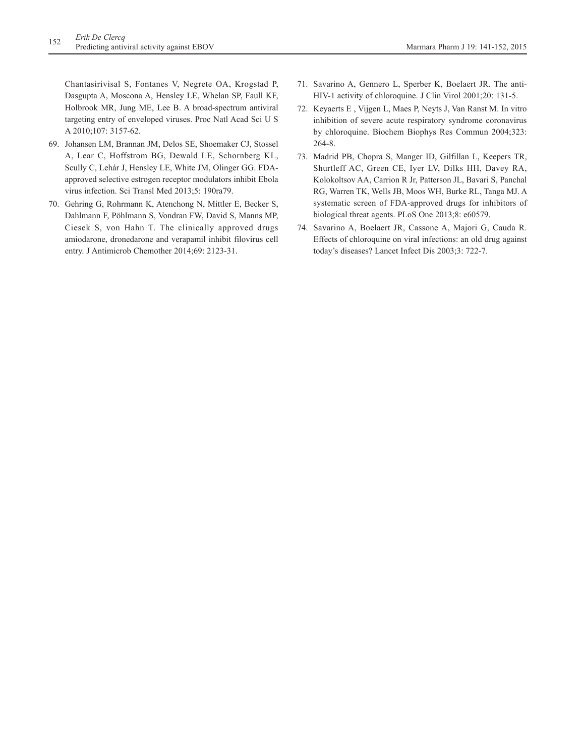Chantasirivisal S, Fontanes V, Negrete OA, Krogstad P, Dasgupta A, Moscona A, Hensley LE, Whelan SP, Faull KF, Holbrook MR, Jung ME, Lee B. A broad-spectrum antiviral targeting entry of enveloped viruses. Proc Natl Acad Sci U S A 2010;107: 3157-62.

69. Johansen LM, Brannan JM, Delos SE, Shoemaker CJ, Stossel A, Lear C, Hoffstrom BG, Dewald LE, Schornberg KL, Scully C, Lehár J, Hensley LE, White JM, Olinger GG. FDA-approved selective estrogen receptor modulators inhibit Ebola virus infection. Sci Transl Med 2013;5: 190ra79.
70. Gehring G, Rohrmann K, Atenchong N, Mittler E, Becker S, Dahlmann F, Pöhlmann S, Vondran FW, David S, Manns MP, Ciesek S, von Hahn T. The clinically approved drugs amiodarone, dronedarone and verapamil inhibit filovirus cell entry. J Antimicrob Chemother 2014;69: 2123-31.
71. Savarino A, Gennero L, Sperber K, Boelaert JR. The anti-HIV-1 activity of chloroquine. J Clin Virol 2001;20: 131-5.
72. Keyaerts E , Vijgen L, Maes P, Neyts J, Van Ranst M. In vitro inhibition of severe acute respiratory syndrome coronavirus by chloroquine. Biochem Biophys Res Commun 2004;323: 264-8.
73. Madrid PB, Chopra S, Manger ID, Gilfillan L, Keepers TR, Shurtleff AC, Green CE, Iyer LV, Dilks HH, Davey RA, Kolokoltsov AA, Carrion R Jr, Patterson JL, Bavari S, Panchal RG, Warren TK, Wells JB, Moos WH, Burke RL, Tanga MJ. A systematic screen of FDA-approved drugs for inhibitors of biological threat agents. PLoS One 2013;8: e60579.
74. Savarino A, Boelaert JR, Cassone A, Majori G, Cauda R. Effects of chloroquine on viral infections: an old drug against today's diseases? Lancet Infect Dis 2003;3: 722-7.